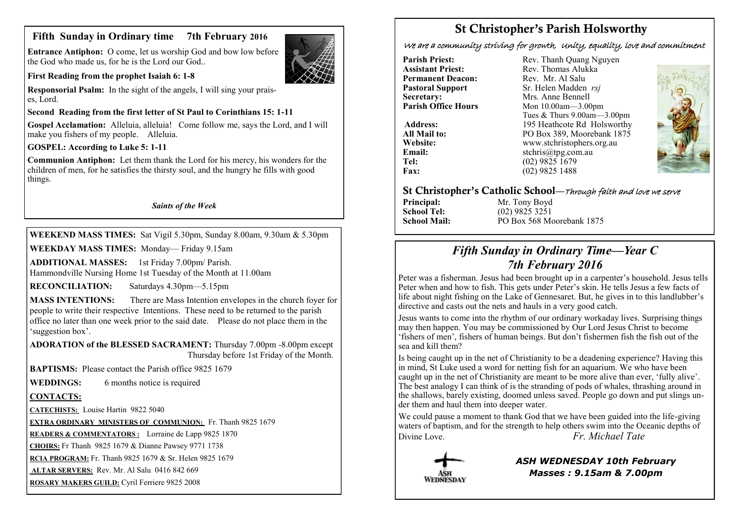## Fifth Sunday in Ordinary time 7th February 2016

**Entrance Antiphon:** O come, let us worship God and bow low before the God who made us, for he is the Lord our God..

**First Reading from the prophet Isaiah 6: 1-8**

**Responsorial Psalm:** In the sight of the angels, I will sing your praises, Lord.

**Second Reading from the first letter of St Paul to Corinthians 15: 1-11**

**Gospel Acclamation:** Alleluia, alleluia! Come follow me, says the Lord, and I will make you fishers of my people. Alleluia.

**GOSPEL: According to Luke 5: 1-11**

**Communion Antiphon:** Let them thank the Lord for his mercy, his wonders for the children of men, for he satisfies the thirsty soul, and the hungry he fills with good things.

***Saints of the Week***

**WEEKEND MASS TIMES:** Sat Vigil 5.30pm, Sunday 8.00am, 9.30am & 5.30pm

**WEEKDAY MASS TIMES:** Monday— Friday 9.15am

**ADDITIONAL MASSES:** 1st Friday 7.00pm/ Parish.
Hammondville Nursing Home 1st Tuesday of the Month at 11.00am

**RECONCILIATION:** Saturdays 4.30pm—5.15pm

**MASS INTENTIONS:** There are Mass Intention envelopes in the church foyer for people to write their respective Intentions. These need to be returned to the parish office no later than one week prior to the said date. Please do not place them in the 'suggestion box'.

**ADORATION of the BLESSED SACRAMENT:** Thursday 7.00pm -8.00pm except Thursday before 1st Friday of the Month.

**BAPTISMS:** Please contact the Parish office 9825 1679

**WEDDINGS:** 6 months notice is required

**CONTACTS:**

**CATECHISTS:** Louise Hartin 9822 5040

**EXTRA ORDINARY MINISTERS OF COMMUNION:** Fr. Thanh 9825 1679

**READERS & COMMENTATORS :** Lorraine de Lapp 9825 1870

**CHOIRS:** Fr Thanh 9825 1679 & Dianne Pawsey 9771 1738

**RCIA PROGRAM:** Fr. Thanh 9825 1679 & Sr. Helen 9825 1679

**ALTAR SERVERS:** Rev. Mr. Al Salu 0416 842 669

**ROSARY MAKERS GUILD:** Cyril Ferriere 9825 2008

# St Christopher's Parish Holsworthy

*We are a community striving for growth, Unity, equality, love and commitment*

| | |
|---|---|
| **Parish Priest:** | Rev. Thanh Quang Nguyen |
| **Assistant Priest:** | Rev. Thomas Alukka |
| **Permanent Deacon:** | Rev. Mr. Al Salu |
| **Pastoral Support** | Sr. Helen Madden *rsj* |
| **Secretary:** | Mrs. Anne Bennell |
| **Parish Office Hours** | Mon 10.00am—3.00pm<br>Tues & Thurs 9.00am—3.00pm |
| **Address:** | 195 Heathcote Rd Holsworthy |
| **All Mail to:** | PO Box 389, Moorebank 1875 |
| **Website:** | www.stchristophers.org.au |
| **Email:** | stchris@tpg.com.au |
| **Tel:** | (02) 9825 1679 |
| **Fax:** | (02) 9825 1488 |

## St Christopher's Catholic School—*Through faith and love we serve*

| | |
|---|---|
| **Principal:** | Mr. Tony Boyd |
| **School Tel:** | (02) 9825 3251 |
| **School Mail:** | PO Box 568 Moorebank 1875 |

## *Fifth Sunday in Ordinary Time—Year C*
## *7th February 2016*

Peter was a fisherman. Jesus had been brought up in a carpenter's household. Jesus tells Peter when and how to fish. This gets under Peter's skin. He tells Jesus a few facts of life about night fishing on the Lake of Gennesaret. But, he gives in to this landlubber's directive and casts out the nets and hauls in a very good catch.

Jesus wants to come into the rhythm of our ordinary workaday lives. Surprising things may then happen. You may be commissioned by Our Lord Jesus Christ to become 'fishers of men', fishers of human beings. But don't fishermen fish the fish out of the sea and kill them?

Is being caught up in the net of Christianity to be a deadening experience? Having this in mind, St Luke used a word for netting fish for an aquarium. We who have been caught up in the net of Christianity are meant to be more alive than ever, 'fully alive'. The best analogy I can think of is the stranding of pods of whales, thrashing around in the shallows, barely existing, doomed unless saved. People go down and put slings under them and haul them into deeper water.

We could pause a moment to thank God that we have been guided into the life-giving waters of baptism, and for the strength to help others swim into the Oceanic depths of Divine Love. *Fr. Michael Tate*

***ASH WEDNESDAY 10th February***
***Masses : 9.15am & 7.00pm***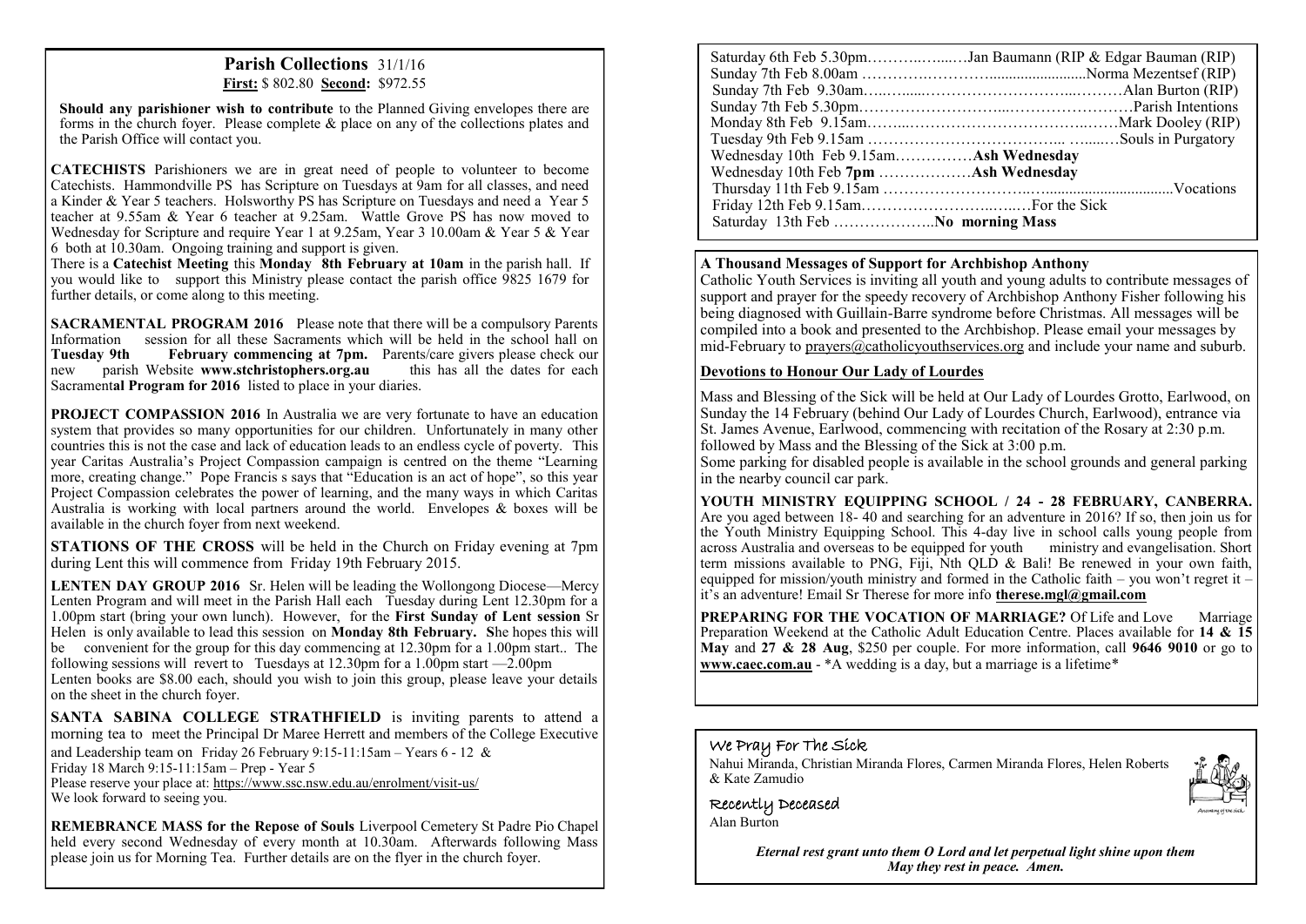## Parish Collections 31/1/16

**First:** $ 802.80 **Second:** $972.55

**Should any parishioner wish to contribute** to the Planned Giving envelopes there are forms in the church foyer. Please complete & place on any of the collections plates and the Parish Office will contact you.

**CATECHISTS** Parishioners we are in great need of people to volunteer to become Catechists. Hammondville PS has Scripture on Tuesdays at 9am for all classes, and need a Kinder & Year 5 teachers. Holsworthy PS has Scripture on Tuesdays and need a Year 5 teacher at 9.55am & Year 6 teacher at 9.25am. Wattle Grove PS has now moved to Wednesday for Scripture and require Year 1 at 9.25am, Year 3 10.00am & Year 5 & Year 6 both at 10.30am. Ongoing training and support is given.

There is a **Catechist Meeting** this **Monday 8th February at 10am** in the parish hall. If you would like to support this Ministry please contact the parish office 9825 1679 for further details, or come along to this meeting.

**SACRAMENTAL PROGRAM 2016** Please note that there will be a compulsory Parents Information session for all these Sacraments which will be held in the school hall on **Tuesday 9th February commencing at 7pm.** Parents/care givers please check our new parish Website **www.stchristophers.org.au** this has all the dates for each Sacrament**al Program for 2016** listed to place in your diaries.

**PROJECT COMPASSION 2016** In Australia we are very fortunate to have an education system that provides so many opportunities for our children. Unfortunately in many other countries this is not the case and lack of education leads to an endless cycle of poverty. This year Caritas Australia's Project Compassion campaign is centred on the theme "Learning more, creating change." Pope Francis s says that "Education is an act of hope", so this year Project Compassion celebrates the power of learning, and the many ways in which Caritas Australia is working with local partners around the world. Envelopes & boxes will be available in the church foyer from next weekend.

**STATIONS OF THE CROSS** will be held in the Church on Friday evening at 7pm during Lent this will commence from Friday 19th February 2015.

**LENTEN DAY GROUP 2016** Sr. Helen will be leading the Wollongong Diocese—Mercy Lenten Program and will meet in the Parish Hall each Tuesday during Lent 12.30pm for a 1.00pm start (bring your own lunch). However, for the **First Sunday of Lent session** Sr Helen is only available to lead this session on **Monday 8th February. S**he hopes this will be convenient for the group for this day commencing at 12.30pm for a 1.00pm start.. The following sessions will revert to Tuesdays at 12.30pm for a 1.00pm start —2.00pm

Lenten books are $8.00 each, should you wish to join this group, please leave your details on the sheet in the church foyer.

**SANTA SABINA COLLEGE STRATHFIELD** is inviting parents to attend a morning tea to meet the Principal Dr Maree Herrett and members of the College Executive and Leadership team on Friday 26 February 9:15-11:15am – Years 6 - 12 &

Friday 18 March 9:15-11:15am – Prep - Year 5

Please reserve your place at: https://www.ssc.nsw.edu.au/enrolment/visit-us/

We look forward to seeing you.

**REMEBRANCE MASS for the Repose of Souls** Liverpool Cemetery St Padre Pio Chapel held every second Wednesday of every month at 10.30am. Afterwards following Mass please join us for Morning Tea. Further details are on the flyer in the church foyer.

Saturday 6th Feb 5.30pm……………Jan Baumann (RIP & Edgar Bauman (RIP)
Sunday 7th Feb 8.00am ……………………Norma Mezentsef (RIP)
Sunday 7th Feb 9.30am……………………Alan Burton (RIP)
Sunday 7th Feb 5.30pm……………………Parish Intentions
Monday 8th Feb 9.15am……………………Mark Dooley (RIP)
Tuesday 9th Feb 9.15am ……………………Souls in Purgatory
Wednesday 10th Feb 9.15am……………**Ash Wednesday**
Wednesday 10th Feb **7pm** ………………**Ash Wednesday**
Thursday 11th Feb 9.15am ……………………Vocations
Friday 12th Feb 9.15am……………………For the Sick
Saturday 13th Feb ………………..**No morning Mass**

**A Thousand Messages of Support for Archbishop Anthony**

Catholic Youth Services is inviting all youth and young adults to contribute messages of support and prayer for the speedy recovery of Archbishop Anthony Fisher following his being diagnosed with Guillain-Barre syndrome before Christmas. All messages will be compiled into a book and presented to the Archbishop. Please email your messages by mid-February to prayers@catholicyouthservices.org and include your name and suburb.

**Devotions to Honour Our Lady of Lourdes**

Mass and Blessing of the Sick will be held at Our Lady of Lourdes Grotto, Earlwood, on Sunday the 14 February (behind Our Lady of Lourdes Church, Earlwood), entrance via St. James Avenue, Earlwood, commencing with recitation of the Rosary at 2:30 p.m. followed by Mass and the Blessing of the Sick at 3:00 p.m.

Some parking for disabled people is available in the school grounds and general parking in the nearby council car park.

**YOUTH MINISTRY EQUIPPING SCHOOL / 24 - 28 FEBRUARY, CANBERRA.** Are you aged between 18- 40 and searching for an adventure in 2016? If so, then join us for the Youth Ministry Equipping School. This 4-day live in school calls young people from across Australia and overseas to be equipped for youth ministry and evangelisation. Short term missions available to PNG, Fiji, Nth QLD & Bali! Be renewed in your own faith, equipped for mission/youth ministry and formed in the Catholic faith – you won't regret it – it's an adventure! Email Sr Therese for more info **therese.mgl@gmail.com**

**PREPARING FOR THE VOCATION OF MARRIAGE?** Of Life and Love Marriage Preparation Weekend at the Catholic Adult Education Centre. Places available for **14 & 15 May** and **27 & 28 Aug**, $250 per couple. For more information, call **9646 9010** or go to **www.caec.com.au** - *A wedding is a day, but a marriage is a lifetime*

### We Pray For The Sick

Nahui Miranda, Christian Miranda Flores, Carmen Miranda Flores, Helen Roberts & Kate Zamudio

### Recently Deceased

Alan Burton

***Eternal rest grant unto them O Lord and let perpetual light shine upon them May they rest in peace. Amen.***